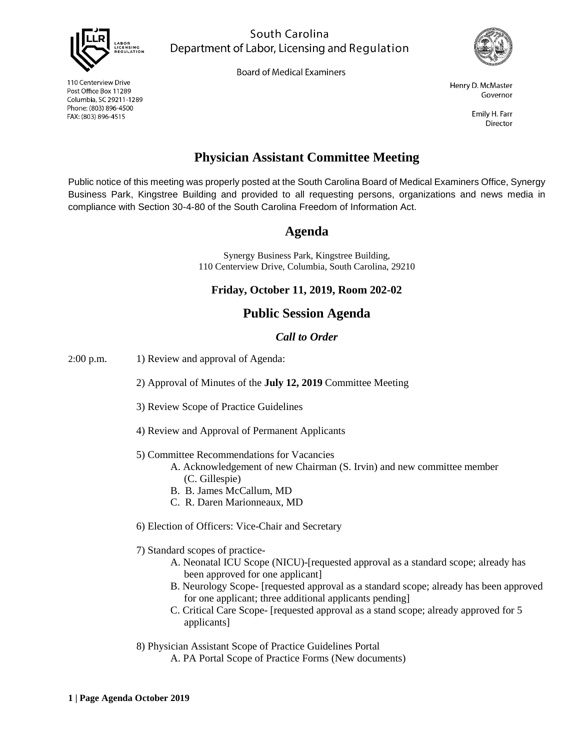South Carolina
Department of Labor, Licensing and Regulation

Board of Medical Examiners

110 Centerview Drive
Post Office Box 11289
Columbia, SC 29211-1289
Phone: (803) 896-4500
FAX: (803) 896-4515

Henry D. McMaster
Governor

Emily H. Farr
Director

# Physician Assistant Committee Meeting

Public notice of this meeting was properly posted at the South Carolina Board of Medical Examiners Office, Synergy Business Park, Kingstree Building and provided to all requesting persons, organizations and news media in compliance with Section 30-4-80 of the South Carolina Freedom of Information Act.

## Agenda

Synergy Business Park, Kingstree Building,
110 Centerview Drive, Columbia, South Carolina, 29210

**Friday, October 11, 2019, Room 202-02**

## Public Session Agenda

***Call to Order***

2:00 p.m.

1) Review and approval of Agenda:

2) Approval of Minutes of the **July 12, 2019** Committee Meeting

3) Review Scope of Practice Guidelines

4) Review and Approval of Permanent Applicants

5) Committee Recommendations for Vacancies
   - A. Acknowledgement of new Chairman (S. Irvin) and new committee member (C. Gillespie)
   - B. B. James McCallum, MD
   - C. R. Daren Marionneaux, MD

6) Election of Officers: Vice-Chair and Secretary

7) Standard scopes of practice-
   - A. Neonatal ICU Scope (NICU)-[requested approval as a standard scope; already has been approved for one applicant]
   - B. Neurology Scope- [requested approval as a standard scope; already has been approved for one applicant; three additional applicants pending]
   - C. Critical Care Scope- [requested approval as a stand scope; already approved for 5 applicants]

8) Physician Assistant Scope of Practice Guidelines Portal
   - A. PA Portal Scope of Practice Forms (New documents)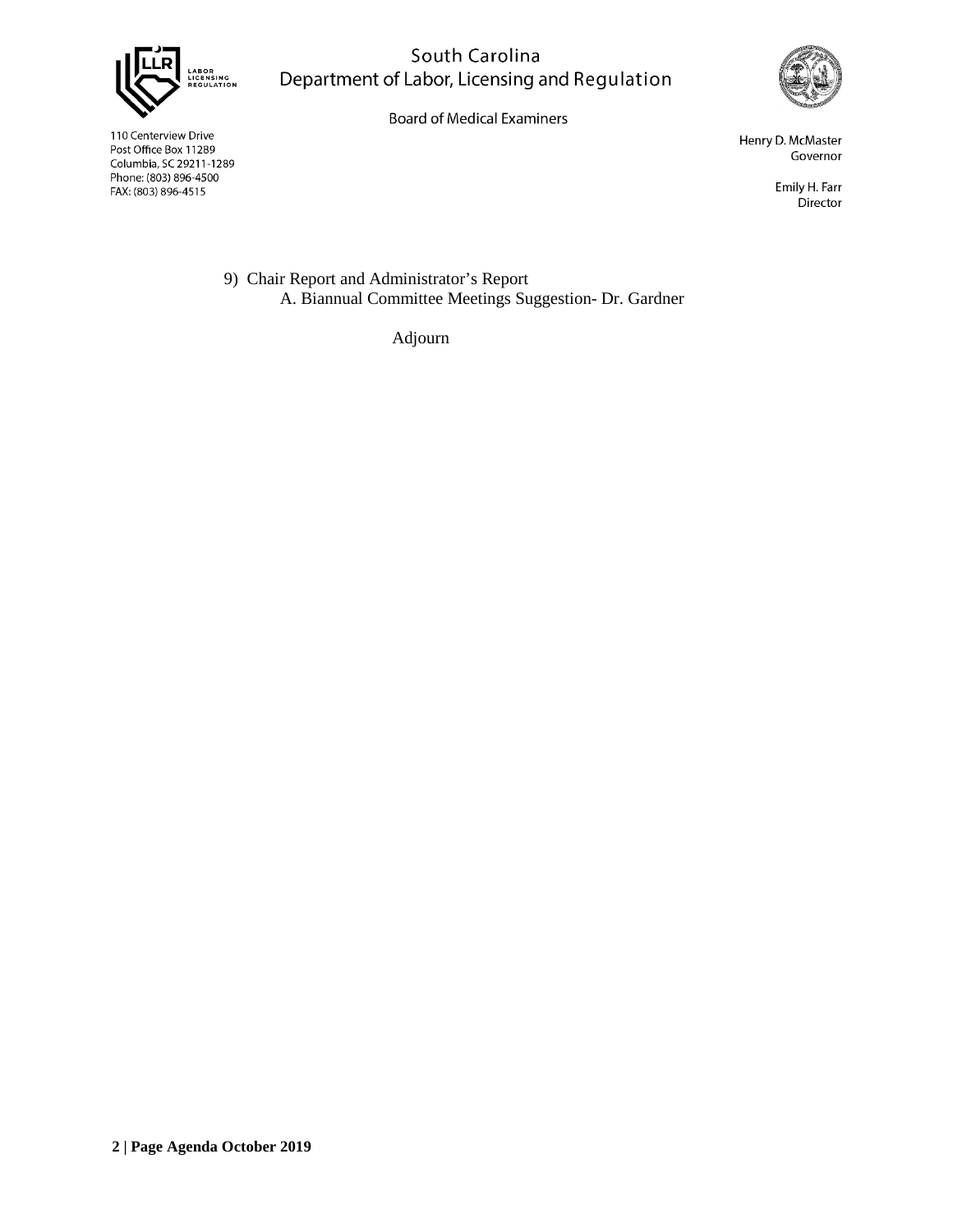South Carolina
Department of Labor, Licensing and Regulation

Board of Medical Examiners

110 Centerview Drive
Post Office Box 11289
Columbia, SC 29211-1289
Phone: (803) 896-4500
FAX: (803) 896-4515

Henry D. McMaster
Governor

Emily H. Farr
Director

9) Chair Report and Administrator's Report
   A. Biannual Committee Meetings Suggestion- Dr. Gardner

Adjourn